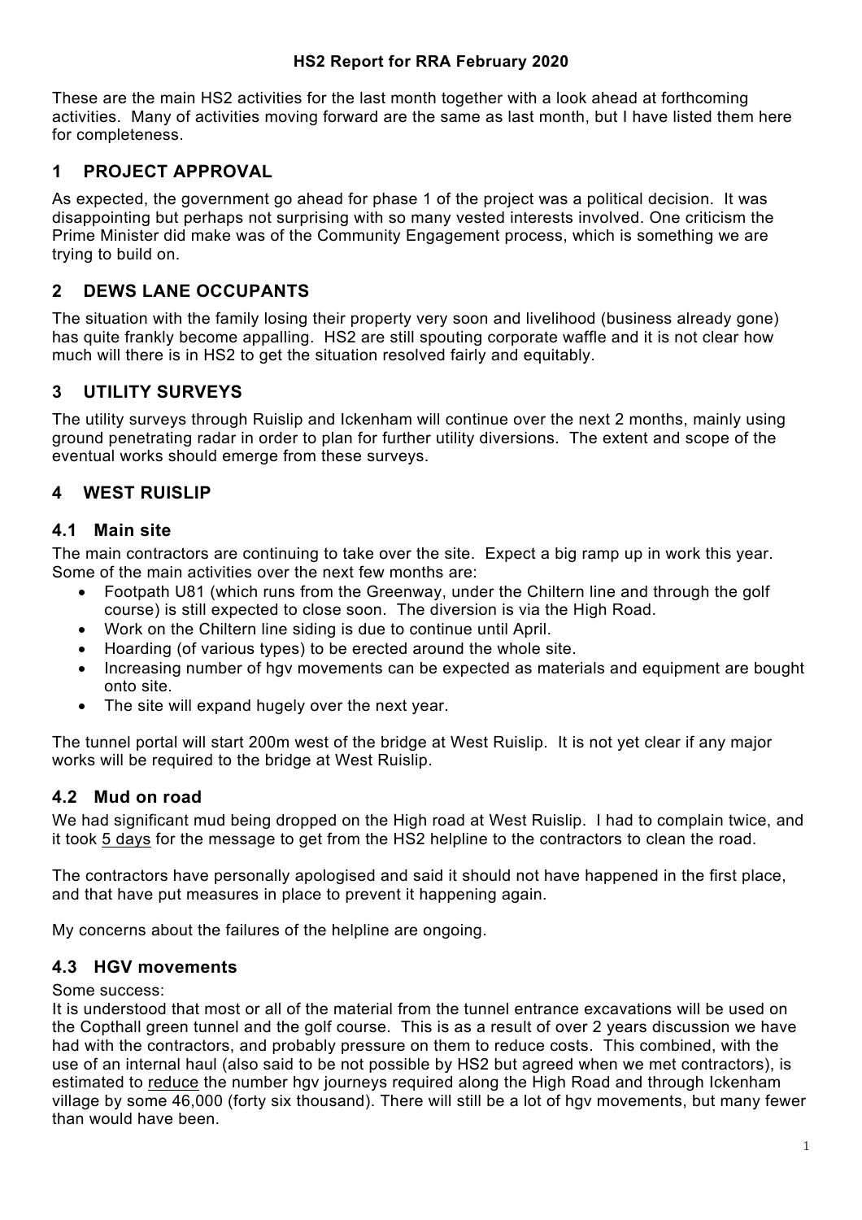# HS2 Report for RRA February 2020

These are the main HS2 activities for the last month together with a look ahead at forthcoming activities. Many of activities moving forward are the same as last month, but I have listed them here for completeness.

## 1 PROJECT APPROVAL

As expected, the government go ahead for phase 1 of the project was a political decision. It was disappointing but perhaps not surprising with so many vested interests involved. One criticism the Prime Minister did make was of the Community Engagement process, which is something we are trying to build on.

## 2 DEWS LANE OCCUPANTS

The situation with the family losing their property very soon and livelihood (business already gone) has quite frankly become appalling. HS2 are still spouting corporate waffle and it is not clear how much will there is in HS2 to get the situation resolved fairly and equitably.

## 3 UTILITY SURVEYS

The utility surveys through Ruislip and Ickenham will continue over the next 2 months, mainly using ground penetrating radar in order to plan for further utility diversions. The extent and scope of the eventual works should emerge from these surveys.

## 4 WEST RUISLIP

### 4.1 Main site

The main contractors are continuing to take over the site. Expect a big ramp up in work this year. Some of the main activities over the next few months are:

- Footpath U81 (which runs from the Greenway, under the Chiltern line and through the golf course) is still expected to close soon. The diversion is via the High Road.
- Work on the Chiltern line siding is due to continue until April.
- Hoarding (of various types) to be erected around the whole site.
- Increasing number of hgv movements can be expected as materials and equipment are bought onto site.
- The site will expand hugely over the next year.

The tunnel portal will start 200m west of the bridge at West Ruislip. It is not yet clear if any major works will be required to the bridge at West Ruislip.

### 4.2 Mud on road

We had significant mud being dropped on the High road at West Ruislip. I had to complain twice, and it took <u>5 days</u> for the message to get from the HS2 helpline to the contractors to clean the road.

The contractors have personally apologised and said it should not have happened in the first place, and that have put measures in place to prevent it happening again.

My concerns about the failures of the helpline are ongoing.

### 4.3 HGV movements

Some success:

It is understood that most or all of the material from the tunnel entrance excavations will be used on the Copthall green tunnel and the golf course. This is as a result of over 2 years discussion we have had with the contractors, and probably pressure on them to reduce costs. This combined, with the use of an internal haul (also said to be not possible by HS2 but agreed when we met contractors), is estimated to <u>reduce</u> the number hgv journeys required along the High Road and through Ickenham village by some 46,000 (forty six thousand). There will still be a lot of hgv movements, but many fewer than would have been.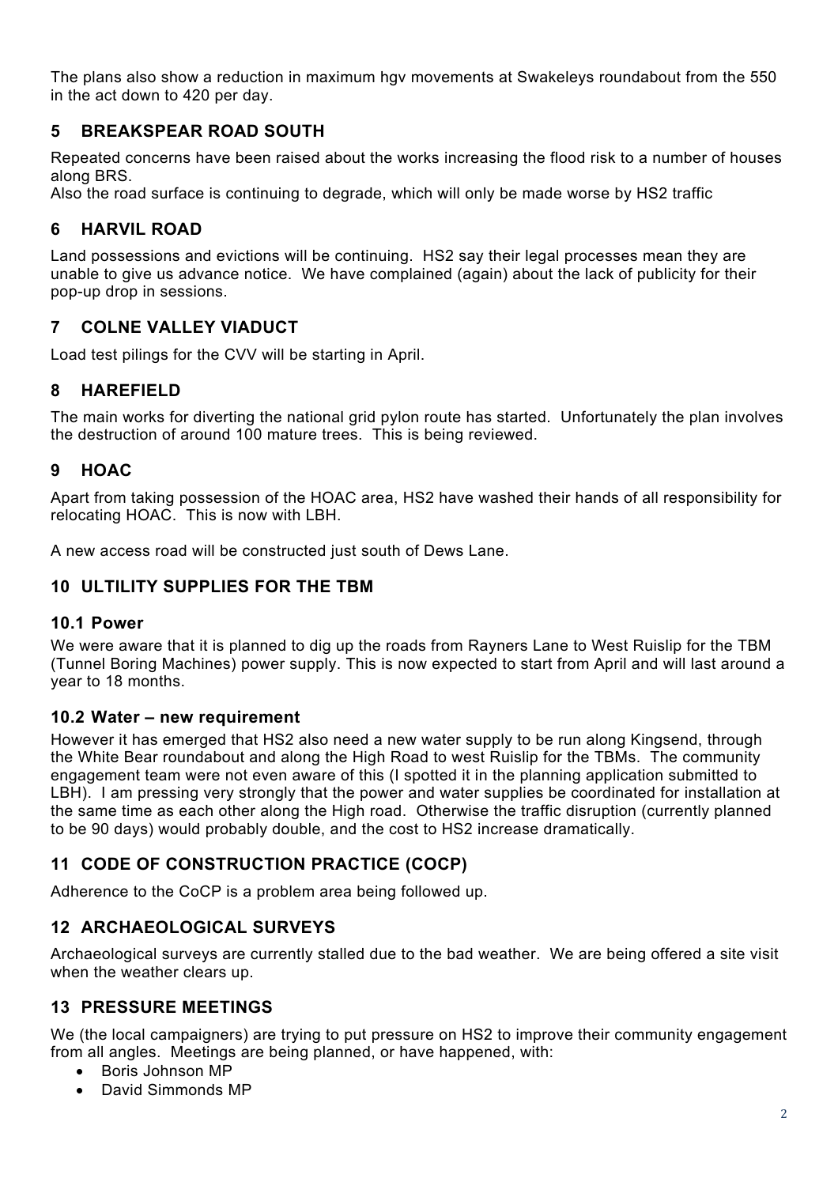The plans also show a reduction in maximum hgv movements at Swakeleys roundabout from the 550 in the act down to 420 per day.

## 5 BREAKSPEAR ROAD SOUTH

Repeated concerns have been raised about the works increasing the flood risk to a number of houses along BRS.
Also the road surface is continuing to degrade, which will only be made worse by HS2 traffic

## 6 HARVIL ROAD

Land possessions and evictions will be continuing. HS2 say their legal processes mean they are unable to give us advance notice. We have complained (again) about the lack of publicity for their pop-up drop in sessions.

## 7 COLNE VALLEY VIADUCT

Load test pilings for the CVV will be starting in April.

## 8 HAREFIELD

The main works for diverting the national grid pylon route has started. Unfortunately the plan involves the destruction of around 100 mature trees. This is being reviewed.

## 9 HOAC

Apart from taking possession of the HOAC area, HS2 have washed their hands of all responsibility for relocating HOAC. This is now with LBH.

A new access road will be constructed just south of Dews Lane.

## 10 ULTILITY SUPPLIES FOR THE TBM

### 10.1 Power

We were aware that it is planned to dig up the roads from Rayners Lane to West Ruislip for the TBM (Tunnel Boring Machines) power supply. This is now expected to start from April and will last around a year to 18 months.

### 10.2 Water – new requirement

However it has emerged that HS2 also need a new water supply to be run along Kingsend, through the White Bear roundabout and along the High Road to west Ruislip for the TBMs. The community engagement team were not even aware of this (I spotted it in the planning application submitted to LBH). I am pressing very strongly that the power and water supplies be coordinated for installation at the same time as each other along the High road. Otherwise the traffic disruption (currently planned to be 90 days) would probably double, and the cost to HS2 increase dramatically.

## 11 CODE OF CONSTRUCTION PRACTICE (COCP)

Adherence to the CoCP is a problem area being followed up.

## 12 ARCHAEOLOGICAL SURVEYS

Archaeological surveys are currently stalled due to the bad weather. We are being offered a site visit when the weather clears up.

## 13 PRESSURE MEETINGS

We (the local campaigners) are trying to put pressure on HS2 to improve their community engagement from all angles. Meetings are being planned, or have happened, with:

- Boris Johnson MP
- David Simmonds MP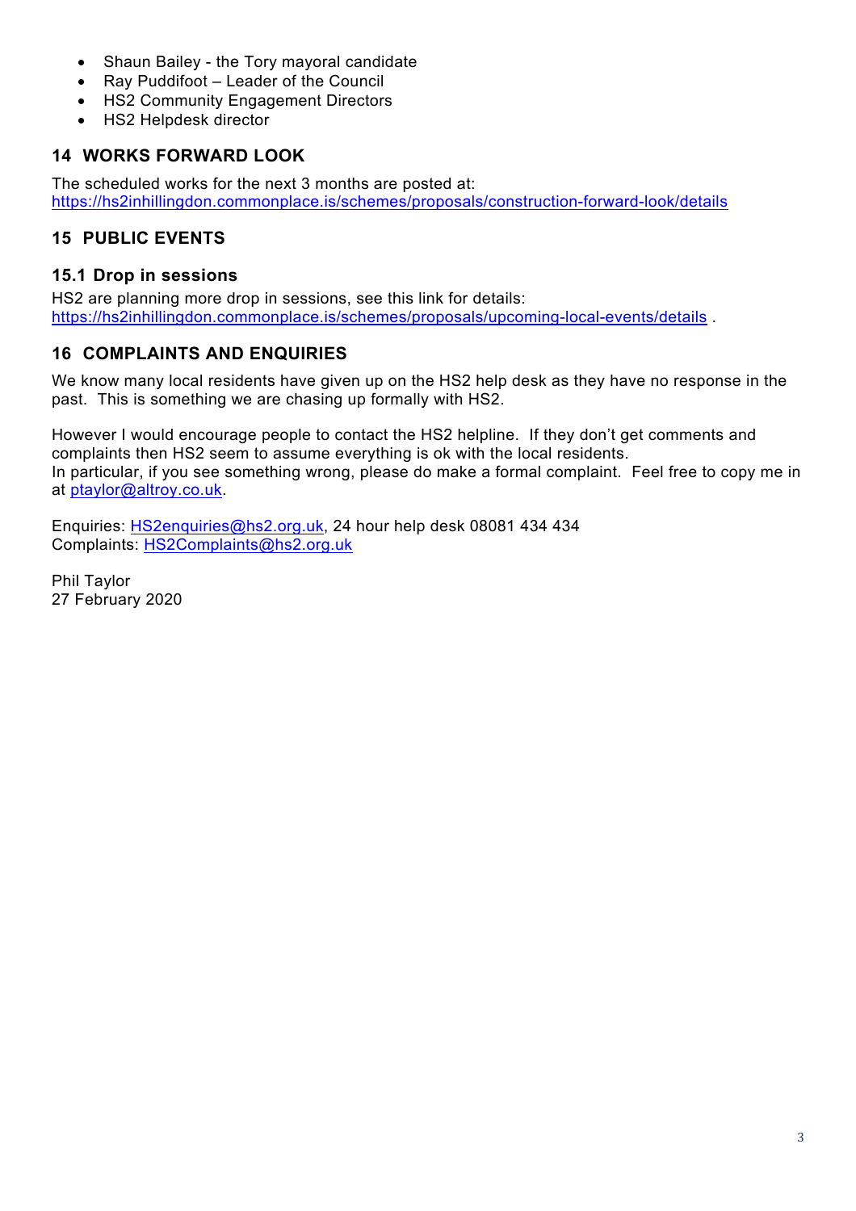- Shaun Bailey - the Tory mayoral candidate
- Ray Puddifoot – Leader of the Council
- HS2 Community Engagement Directors
- HS2 Helpdesk director

## 14 WORKS FORWARD LOOK

The scheduled works for the next 3 months are posted at:
https://hs2inhillingdon.commonplace.is/schemes/proposals/construction-forward-look/details

## 15 PUBLIC EVENTS

### 15.1 Drop in sessions

HS2 are planning more drop in sessions, see this link for details:
https://hs2inhillingdon.commonplace.is/schemes/proposals/upcoming-local-events/details .

## 16 COMPLAINTS AND ENQUIRIES

We know many local residents have given up on the HS2 help desk as they have no response in the past. This is something we are chasing up formally with HS2.

However I would encourage people to contact the HS2 helpline. If they don't get comments and complaints then HS2 seem to assume everything is ok with the local residents.
In particular, if you see something wrong, please do make a formal complaint. Feel free to copy me in at ptaylor@altroy.co.uk.

Enquiries: HS2enquiries@hs2.org.uk, 24 hour help desk 08081 434 434
Complaints: HS2Complaints@hs2.org.uk

Phil Taylor
27 February 2020